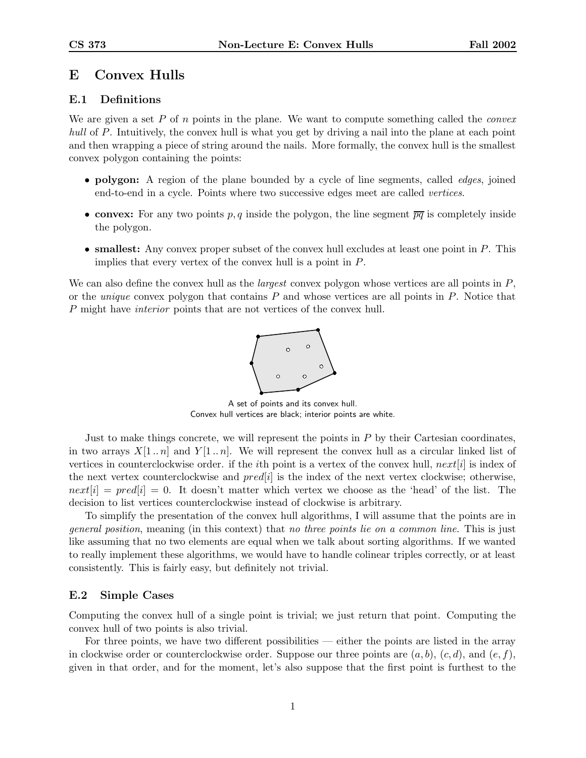# E Convex Hulls

## E.1 Definitions

We are given a set $P$ of $n$ points in the plane. We want to compute something called the *convex hull* of $P$. Intuitively, the convex hull is what you get by driving a nail into the plane at each point and then wrapping a piece of string around the nails. More formally, the convex hull is the smallest convex polygon containing the points:

- **polygon:** A region of the plane bounded by a cycle of line segments, called *edges*, joined end-to-end in a cycle. Points where two successive edges meet are called *vertices*.
- **convex:** For any two points $p, q$ inside the polygon, the line segment $\overline{pq}$ is completely inside the polygon.
- **smallest:** Any convex proper subset of the convex hull excludes at least one point in $P$. This implies that every vertex of the convex hull is a point in $P$.

We can also define the convex hull as the *largest* convex polygon whose vertices are all points in $P$, or the *unique* convex polygon that contains $P$ and whose vertices are all points in $P$. Notice that $P$ might have *interior* points that are not vertices of the convex hull.

A set of points and its convex hull.
Convex hull vertices are black; interior points are white.

Just to make things concrete, we will represent the points in $P$ by their Cartesian coordinates, in two arrays $X[1..n]$ and $Y[1..n]$. We will represent the convex hull as a circular linked list of vertices in counterclockwise order. if the $i$th point is a vertex of the convex hull, $next[i]$ is index of the next vertex counterclockwise and $pred[i]$ is the index of the next vertex clockwise; otherwise, $next[i] = pred[i] = 0$. It doesn't matter which vertex we choose as the 'head' of the list. The decision to list vertices counterclockwise instead of clockwise is arbitrary.

To simplify the presentation of the convex hull algorithms, I will assume that the points are in *general position*, meaning (in this context) that *no three points lie on a common line*. This is just like assuming that no two elements are equal when we talk about sorting algorithms. If we wanted to really implement these algorithms, we would have to handle colinear triples correctly, or at least consistently. This is fairly easy, but definitely not trivial.

## E.2 Simple Cases

Computing the convex hull of a single point is trivial; we just return that point. Computing the convex hull of two points is also trivial.

For three points, we have two different possibilities — either the points are listed in the array in clockwise order or counterclockwise order. Suppose our three points are $(a, b)$, $(c, d)$, and $(e, f)$, given in that order, and for the moment, let's also suppose that the first point is furthest to the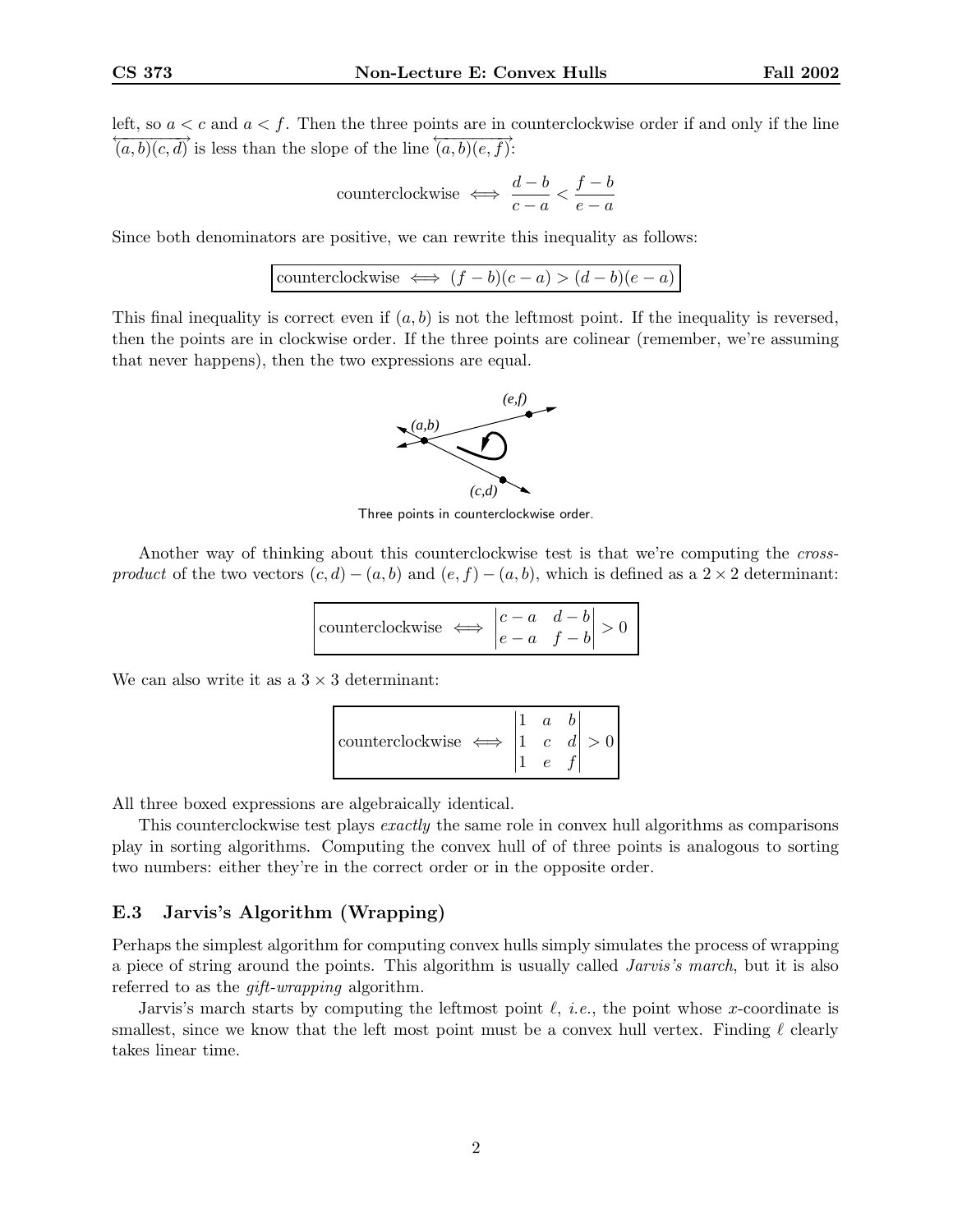left, so $a < c$ and $a < f$. Then the three points are in counterclockwise order if and only if the line $\overleftrightarrow{(a,b)(c,d)}$ is less than the slope of the line $\overleftrightarrow{(a,b)(e,f)}$:

$$\text{counterclockwise} \iff \frac{d-b}{c-a} < \frac{f-b}{e-a}$$

Since both denominators are positive, we can rewrite this inequality as follows:

$$\boxed{\text{counterclockwise} \iff (f-b)(c-a) > (d-b)(e-a)}$$

This final inequality is correct even if $(a,b)$ is not the leftmost point. If the inequality is reversed, then the points are in clockwise order. If the three points are colinear (remember, we're assuming that never happens), then the two expressions are equal.

Three points in counterclockwise order.

Another way of thinking about this counterclockwise test is that we're computing the *cross-product* of the two vectors $(c,d) - (a,b)$ and $(e,f) - (a,b)$, which is defined as a $2 \times 2$ determinant:

$$\boxed{\text{counterclockwise} \iff \begin{vmatrix} c-a & d-b \\ e-a & f-b \end{vmatrix} > 0}$$

We can also write it as a $3 \times 3$ determinant:

$$\boxed{\text{counterclockwise} \iff \begin{vmatrix} 1 & a & b \\ 1 & c & d \\ 1 & e & f \end{vmatrix} > 0}$$

All three boxed expressions are algebraically identical.

This counterclockwise test plays *exactly* the same role in convex hull algorithms as comparisons play in sorting algorithms. Computing the convex hull of of three points is analogous to sorting two numbers: either they're in the correct order or in the opposite order.

### E.3 Jarvis's Algorithm (Wrapping)

Perhaps the simplest algorithm for computing convex hulls simply simulates the process of wrapping a piece of string around the points. This algorithm is usually called *Jarvis's march*, but it is also referred to as the *gift-wrapping* algorithm.

Jarvis's march starts by computing the leftmost point $\ell$, *i.e.*, the point whose $x$-coordinate is smallest, since we know that the left most point must be a convex hull vertex. Finding $\ell$ clearly takes linear time.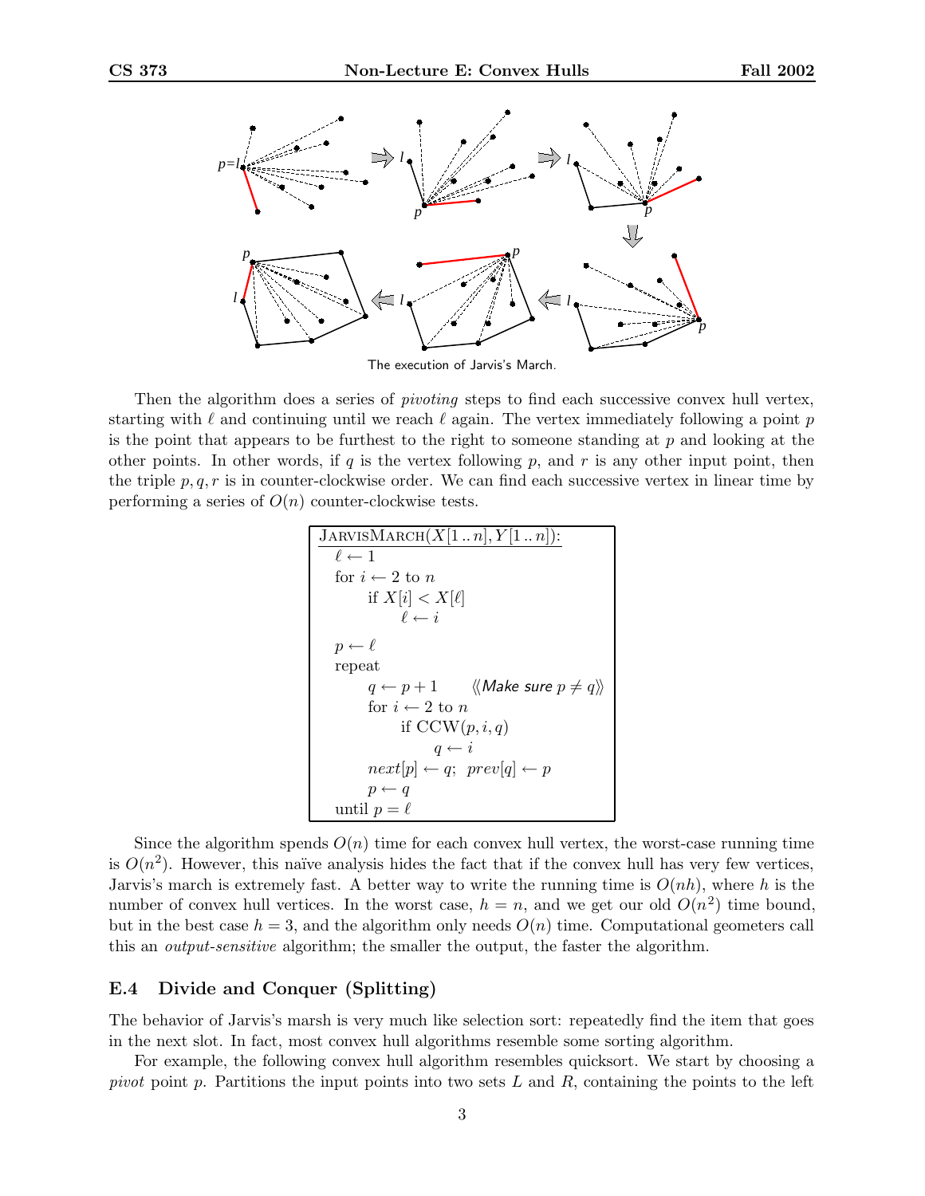The execution of Jarvis's March.

Then the algorithm does a series of *pivoting* steps to find each successive convex hull vertex, starting with $\ell$ and continuing until we reach $\ell$ again. The vertex immediately following a point $p$ is the point that appears to be furthest to the right to someone standing at $p$ and looking at the other points. In other words, if $q$ is the vertex following $p$, and $r$ is any other input point, then the triple $p, q, r$ is in counter-clockwise order. We can find each successive vertex in linear time by performing a series of $O(n)$ counter-clockwise tests.

```
JarvisMarch(X[1..n], Y[1..n]):
  ℓ ← 1
  for i ← 2 to n
      if X[i] < X[ℓ]
          ℓ ← i
  p ← ℓ
  repeat
      q ← p + 1        ⟨⟨Make sure p ≠ q⟩⟩
      for i ← 2 to n
          if CCW(p, i, q)
              q ← i
      next[p] ← q;  prev[q] ← p
      p ← q
  until p = ℓ
```

Since the algorithm spends $O(n)$ time for each convex hull vertex, the worst-case running time is $O(n^2)$. However, this naïve analysis hides the fact that if the convex hull has very few vertices, Jarvis's march is extremely fast. A better way to write the running time is $O(nh)$, where $h$ is the number of convex hull vertices. In the worst case, $h = n$, and we get our old $O(n^2)$ time bound, but in the best case $h = 3$, and the algorithm only needs $O(n)$ time. Computational geometers call this an *output-sensitive* algorithm; the smaller the output, the faster the algorithm.

## E.4 Divide and Conquer (Splitting)

The behavior of Jarvis's marsh is very much like selection sort: repeatedly find the item that goes in the next slot. In fact, most convex hull algorithms resemble some sorting algorithm.

For example, the following convex hull algorithm resembles quicksort. We start by choosing a *pivot* point $p$. Partitions the input points into two sets $L$ and $R$, containing the points to the left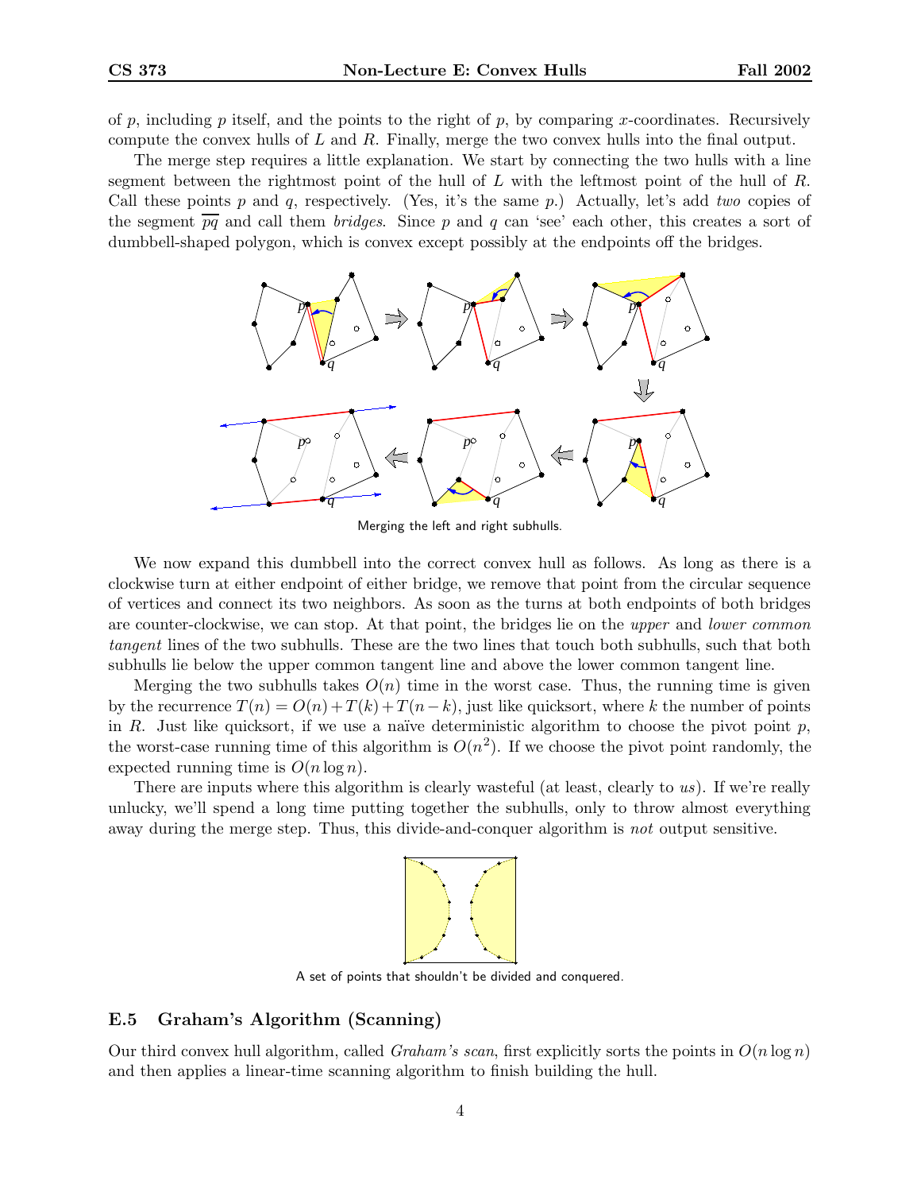of $p$, including $p$ itself, and the points to the right of $p$, by comparing $x$-coordinates. Recursively compute the convex hulls of $L$ and $R$. Finally, merge the two convex hulls into the final output.

The merge step requires a little explanation. We start by connecting the two hulls with a line segment between the rightmost point of the hull of $L$ with the leftmost point of the hull of $R$. Call these points $p$ and $q$, respectively. (Yes, it's the same $p$.) Actually, let's add *two* copies of the segment $\overline{pq}$ and call them *bridges*. Since $p$ and $q$ can 'see' each other, this creates a sort of dumbbell-shaped polygon, which is convex except possibly at the endpoints off the bridges.

Merging the left and right subhulls.

We now expand this dumbbell into the correct convex hull as follows. As long as there is a clockwise turn at either endpoint of either bridge, we remove that point from the circular sequence of vertices and connect its two neighbors. As soon as the turns at both endpoints of both bridges are counter-clockwise, we can stop. At that point, the bridges lie on the *upper* and *lower common tangent* lines of the two subhulls. These are the two lines that touch both subhulls, such that both subhulls lie below the upper common tangent line and above the lower common tangent line.

Merging the two subhulls takes $O(n)$ time in the worst case. Thus, the running time is given by the recurrence $T(n) = O(n) + T(k) + T(n-k)$, just like quicksort, where $k$ the number of points in $R$. Just like quicksort, if we use a naïve deterministic algorithm to choose the pivot point $p$, the worst-case running time of this algorithm is $O(n^2)$. If we choose the pivot point randomly, the expected running time is $O(n \log n)$.

There are inputs where this algorithm is clearly wasteful (at least, clearly to *us*). If we're really unlucky, we'll spend a long time putting together the subhulls, only to throw almost everything away during the merge step. Thus, this divide-and-conquer algorithm is *not* output sensitive.

A set of points that shouldn't be divided and conquered.

## E.5 Graham's Algorithm (Scanning)

Our third convex hull algorithm, called *Graham's scan*, first explicitly sorts the points in $O(n \log n)$ and then applies a linear-time scanning algorithm to finish building the hull.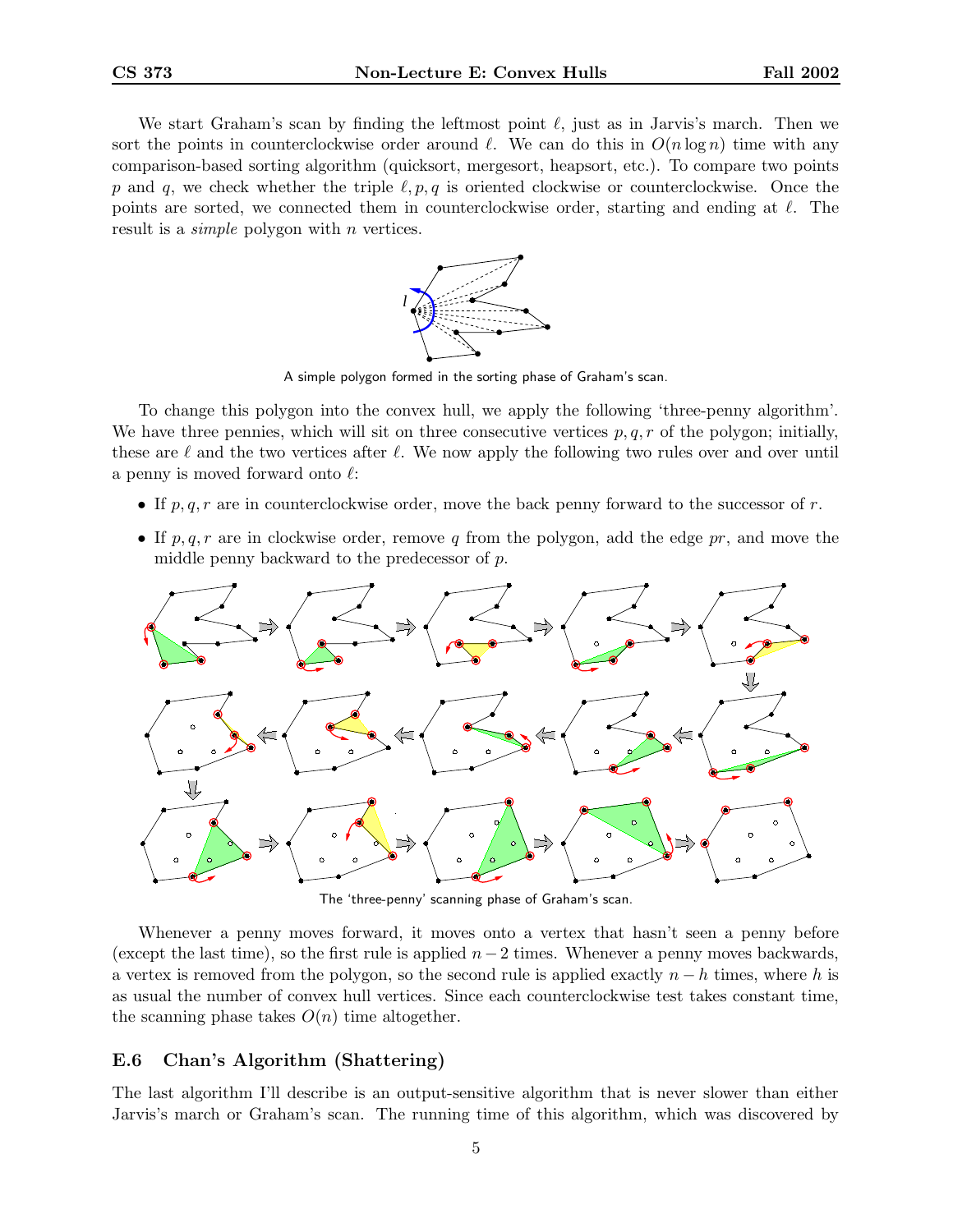We start Graham's scan by finding the leftmost point $\ell$, just as in Jarvis's march. Then we sort the points in counterclockwise order around $\ell$. We can do this in $O(n \log n)$ time with any comparison-based sorting algorithm (quicksort, mergesort, heapsort, etc.). To compare two points $p$ and $q$, we check whether the triple $\ell, p, q$ is oriented clockwise or counterclockwise. Once the points are sorted, we connected them in counterclockwise order, starting and ending at $\ell$. The result is a *simple* polygon with $n$ vertices.

A simple polygon formed in the sorting phase of Graham's scan.

To change this polygon into the convex hull, we apply the following 'three-penny algorithm'. We have three pennies, which will sit on three consecutive vertices $p, q, r$ of the polygon; initially, these are $\ell$ and the two vertices after $\ell$. We now apply the following two rules over and over until a penny is moved forward onto $\ell$:

- If $p, q, r$ are in counterclockwise order, move the back penny forward to the successor of $r$.
- If $p, q, r$ are in clockwise order, remove $q$ from the polygon, add the edge $pr$, and move the middle penny backward to the predecessor of $p$.

The 'three-penny' scanning phase of Graham's scan.

Whenever a penny moves forward, it moves onto a vertex that hasn't seen a penny before (except the last time), so the first rule is applied $n - 2$ times. Whenever a penny moves backwards, a vertex is removed from the polygon, so the second rule is applied exactly $n - h$ times, where $h$ is as usual the number of convex hull vertices. Since each counterclockwise test takes constant time, the scanning phase takes $O(n)$ time altogether.

## E.6 Chan's Algorithm (Shattering)

The last algorithm I'll describe is an output-sensitive algorithm that is never slower than either Jarvis's march or Graham's scan. The running time of this algorithm, which was discovered by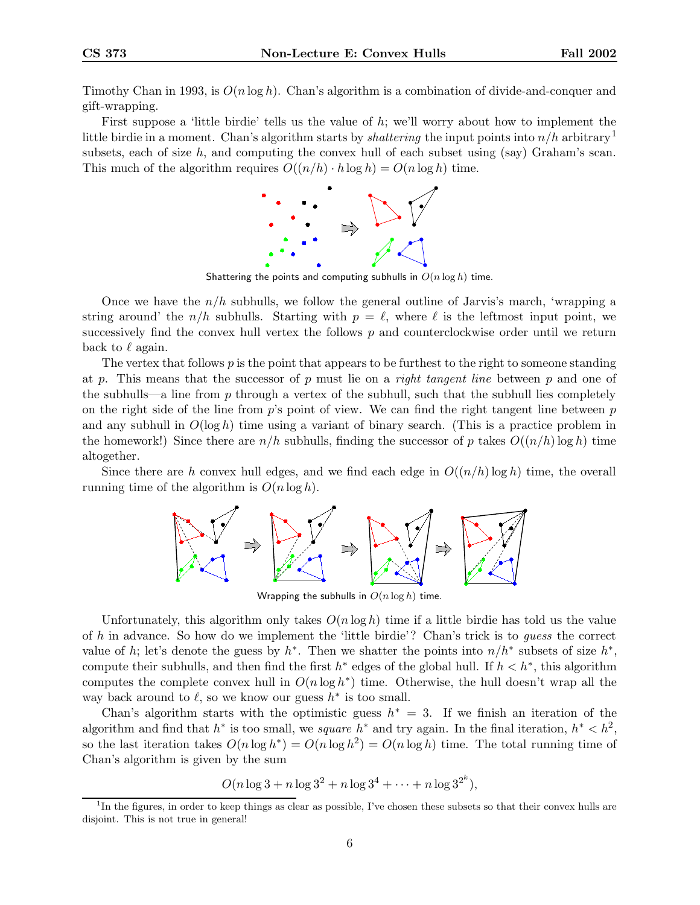Timothy Chan in 1993, is $O(n \log h)$. Chan's algorithm is a combination of divide-and-conquer and gift-wrapping.

First suppose a 'little birdie' tells us the value of $h$; we'll worry about how to implement the little birdie in a moment. Chan's algorithm starts by *shattering* the input points into $n/h$ arbitrary[1] subsets, each of size $h$, and computing the convex hull of each subset using (say) Graham's scan. This much of the algorithm requires $O((n/h) \cdot h \log h) = O(n \log h)$ time.

Shattering the points and computing subhulls in $O(n \log h)$ time.

Once we have the $n/h$ subhulls, we follow the general outline of Jarvis's march, 'wrapping a string around' the $n/h$ subhulls. Starting with $p = \ell$, where $\ell$ is the leftmost input point, we successively find the convex hull vertex the follows $p$ and counterclockwise order until we return back to $\ell$ again.

The vertex that follows $p$ is the point that appears to be furthest to the right to someone standing at $p$. This means that the successor of $p$ must lie on a *right tangent line* between $p$ and one of the subhulls—a line from $p$ through a vertex of the subhull, such that the subhull lies completely on the right side of the line from $p$'s point of view. We can find the right tangent line between $p$ and any subhull in $O(\log h)$ time using a variant of binary search. (This is a practice problem in the homework!) Since there are $n/h$ subhulls, finding the successor of $p$ takes $O((n/h) \log h)$ time altogether.

Since there are $h$ convex hull edges, and we find each edge in $O((n/h) \log h)$ time, the overall running time of the algorithm is $O(n \log h)$.

Wrapping the subhulls in $O(n \log h)$ time.

Unfortunately, this algorithm only takes $O(n \log h)$ time if a little birdie has told us the value of $h$ in advance. So how do we implement the 'little birdie'? Chan's trick is to *guess* the correct value of $h$; let's denote the guess by $h^*$. Then we shatter the points into $n/h^*$ subsets of size $h^*$, compute their subhulls, and then find the first $h^*$ edges of the global hull. If $h < h^*$, this algorithm computes the complete convex hull in $O(n \log h^*)$ time. Otherwise, the hull doesn't wrap all the way back around to $\ell$, so we know our guess $h^*$ is too small.

Chan's algorithm starts with the optimistic guess $h^* = 3$. If we finish an iteration of the algorithm and find that $h^*$ is too small, we *square* $h^*$ and try again. In the final iteration, $h^* < h^2$, so the last iteration takes $O(n \log h^*) = O(n \log h^2) = O(n \log h)$ time. The total running time of Chan's algorithm is given by the sum

$$O(n \log 3 + n \log 3^2 + n \log 3^4 + \cdots + n \log 3^{2^k}),$$

[1] In the figures, in order to keep things as clear as possible, I've chosen these subsets so that their convex hulls are disjoint. This is not true in general!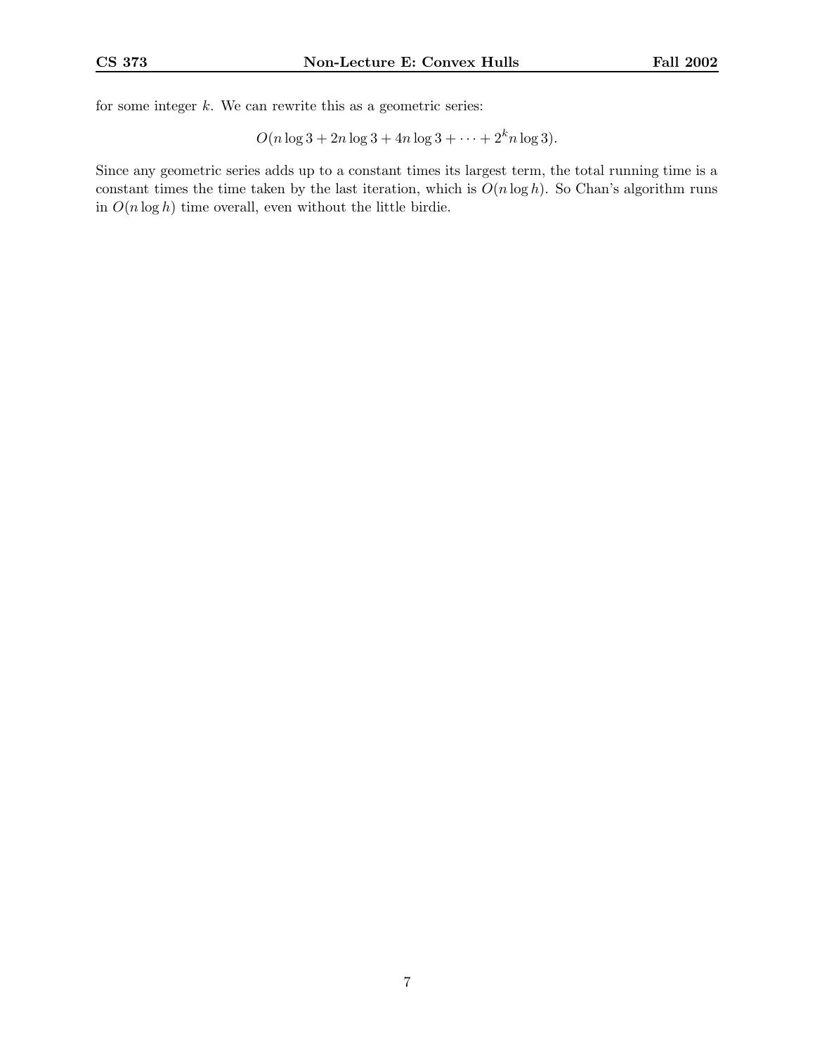for some integer $k$. We can rewrite this as a geometric series:

$$O(n \log 3 + 2n \log 3 + 4n \log 3 + \cdots + 2^k n \log 3).$$

Since any geometric series adds up to a constant times its largest term, the total running time is a constant times the time taken by the last iteration, which is $O(n \log h)$. So Chan's algorithm runs in $O(n \log h)$ time overall, even without the little birdie.